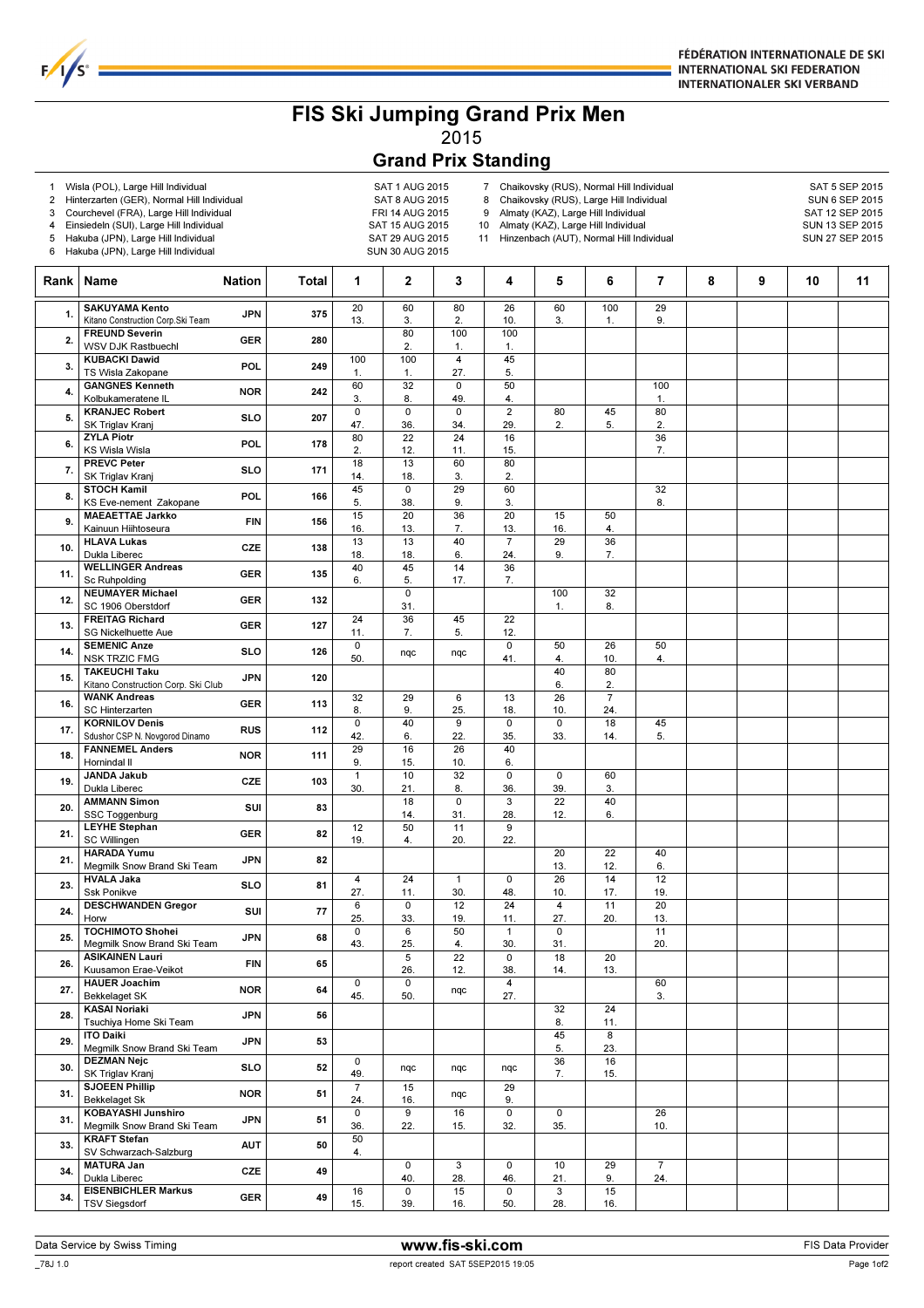# FIS Ski Jumping Grand Prix Men

2015

## Grand Prix Standing

| # | Event | Date |
|---|---|---|
| 1 | Wisla (POL), Large Hill Individual | SAT 1 AUG 2015 |
| 2 | Hinterzarten (GER), Normal Hill Individual | SAT 8 AUG 2015 |
| 3 | Courchevel (FRA), Large Hill Individual | FRI 14 AUG 2015 |
| 4 | Einsiedeln (SUI), Large Hill Individual | SAT 15 AUG 2015 |
| 5 | Hakuba (JPN), Large Hill Individual | SAT 29 AUG 2015 |
| 6 | Hakuba (JPN), Large Hill Individual | SUN 30 AUG 2015 |
| 7 | Chaikovsky (RUS), Normal Hill Individual | SAT 5 SEP 2015 |
| 8 | Chaikovsky (RUS), Large Hill Individual | SUN 6 SEP 2015 |
| 9 | Almaty (KAZ), Large Hill Individual | SAT 12 SEP 2015 |
| 10 | Almaty (KAZ), Large Hill Individual | SUN 13 SEP 2015 |
| 11 | Hinzenbach (AUT), Normal Hill Individual | SUN 27 SEP 2015 |

| Rank | Name | Nation | Total | 1 | 2 | 3 | 4 | 5 | 6 | 7 | 8 | 9 | 10 | 11 |
|---|---|---|---|---|---|---|---|---|---|---|---|---|---|---|
| 1. | SAKUYAMA Kento<br>Kitano Construction Corp.Ski Team | JPN | 375 | 20<br>13. | 60<br>3. | 80<br>2. | 26<br>10. | 60<br>3. | 100<br>1. | 29<br>9. | | | | |
| 2. | FREUND Severin<br>WSV DJK Rastbuechl | GER | 280 | | 80<br>2. | 100<br>1. | 100<br>1. | | | | | | | |
| 3. | KUBACKI Dawid<br>TS Wisla Zakopane | POL | 249 | 100<br>1. | 100<br>1. | 4<br>27. | 45<br>5. | | | | | | | |
| 4. | GANGNES Kenneth<br>Kolbukameratene IL | NOR | 242 | 60<br>3. | 32<br>8. | 0<br>49. | 50<br>4. | | | 100<br>1. | | | | |
| 5. | KRANJEC Robert<br>SK Triglav Kranj | SLO | 207 | 0<br>47. | 0<br>36. | 0<br>34. | 2<br>29. | 80<br>2. | 45<br>5. | 80<br>2. | | | | |
| 6. | ZYLA Piotr<br>KS Wisla Wisla | POL | 178 | 80<br>2. | 22<br>12. | 24<br>11. | 16<br>15. | | | 36<br>7. | | | | |
| 7. | PREVC Peter<br>SK Triglav Kranj | SLO | 171 | 18<br>14. | 13<br>18. | 60<br>3. | 80<br>2. | | | | | | | |
| 8. | STOCH Kamil<br>KS Eve-nement Zakopane | POL | 166 | 45<br>5. | 0<br>38. | 29<br>9. | 60<br>3. | | | 32<br>8. | | | | |
| 9. | MAEAETTAE Jarkko<br>Kainuun Hiihtoseura | FIN | 156 | 15<br>16. | 20<br>13. | 36<br>7. | 20<br>13. | 15<br>16. | 50<br>4. | | | | | |
| 10. | HLAVA Lukas<br>Dukla Liberec | CZE | 138 | 13<br>18. | 13<br>18. | 40<br>6. | 7<br>24. | 29<br>9. | 36<br>7. | | | | | |
| 11. | WELLINGER Andreas<br>Sc Ruhpolding | GER | 135 | 40<br>6. | 45<br>5. | 14<br>17. | 36<br>7. | | | | | | | |
| 12. | NEUMAYER Michael<br>SC 1906 Oberstdorf | GER | 132 | | 0<br>31. | | | 100<br>1. | 32<br>8. | | | | | |
| 13. | FREITAG Richard<br>SG Nickelhuette Aue | GER | 127 | 24<br>11. | 36<br>7. | 45<br>5. | 22<br>12. | | | | | | | |
| 14. | SEMENIC Anze<br>NSK TRZIC FMG | SLO | 126 | 0<br>50. | nqc | nqc | 0<br>41. | 50<br>4. | 26<br>10. | 50<br>4. | | | | |
| 15. | TAKEUCHI Taku<br>Kitano Construction Corp. Ski Club | JPN | 120 | | | | | 40<br>6. | 80<br>2. | | | | | |
| 16. | WANK Andreas<br>SC Hinterzarten | GER | 113 | 32<br>8. | 29<br>9. | 6<br>25. | 13<br>18. | 26<br>10. | 7<br>24. | | | | | |
| 17. | KORNILOV Denis<br>Sdushor CSP N. Novgorod Dinamo | RUS | 112 | 0<br>42. | 40<br>6. | 9<br>22. | 0<br>35. | 0<br>33. | 18<br>14. | 45<br>5. | | | | |
| 18. | FANNEMEL Anders<br>Hornindal Il | NOR | 111 | 29<br>9. | 16<br>15. | 26<br>10. | 40<br>6. | | | | | | | |
| 19. | JANDA Jakub<br>Dukla Liberec | CZE | 103 | 1<br>30. | 10<br>21. | 32<br>8. | 0<br>36. | 0<br>39. | 60<br>3. | | | | | |
| 20. | AMMANN Simon<br>SSC Toggenburg | SUI | 83 | | 18<br>14. | 0<br>31. | 3<br>28. | 22<br>12. | 40<br>6. | | | | | |
| 21. | LEYHE Stephan<br>SC Willingen | GER | 82 | 12<br>19. | 50<br>4. | 11<br>20. | 9<br>22. | | | | | | | |
| 21. | HARADA Yumu<br>Megmilk Snow Brand Ski Team | JPN | 82 | | | | | 20<br>13. | 22<br>12. | 40<br>6. | | | | |
| 23. | HVALA Jaka<br>Ssk Ponikve | SLO | 81 | 4<br>27. | 24<br>11. | 1<br>30. | 0<br>48. | 26<br>10. | 14<br>17. | 12<br>19. | | | | |
| 24. | DESCHWANDEN Gregor<br>Horw | SUI | 77 | 6<br>25. | 0<br>33. | 12<br>19. | 24<br>11. | 4<br>27. | 11<br>20. | 20<br>13. | | | | |
| 25. | TOCHIMOTO Shohei<br>Megmilk Snow Brand Ski Team | JPN | 68 | 0<br>43. | 6<br>25. | 50<br>4. | 1<br>30. | 0<br>31. | | 11<br>20. | | | | |
| 26. | ASIKAINEN Lauri<br>Kuusamon Erae-Veikot | FIN | 65 | | 5<br>26. | 22<br>12. | 0<br>38. | 18<br>14. | 20<br>13. | | | | | |
| 27. | HAUER Joachim<br>Bekkelaget SK | NOR | 64 | 0<br>45. | 0<br>50. | nqc | 4<br>27. | | | 60<br>3. | | | | |
| 28. | KASAI Noriaki<br>Tsuchiya Home Ski Team | JPN | 56 | | | | | 32<br>8. | 24<br>11. | | | | | |
| 29. | ITO Daiki<br>Megmilk Snow Brand Ski Team | JPN | 53 | | | | | 45<br>5. | 8<br>23. | | | | | |
| 30. | DEZMAN Nejc<br>SK Triglav Kranj | SLO | 52 | 0<br>49. | nqc | nqc | nqc | 36<br>7. | 16<br>15. | | | | | |
| 31. | SJOEEN Phillip<br>Bekkelaget Sk | NOR | 51 | 7<br>24. | 15<br>16. | nqc | 29<br>9. | | | | | | | |
| 31. | KOBAYASHI Junshiro<br>Megmilk Snow Brand Ski Team | JPN | 51 | 0<br>36. | 9<br>22. | 16<br>15. | 0<br>32. | 0<br>35. | | 26<br>10. | | | | |
| 33. | KRAFT Stefan<br>SV Schwarzach-Salzburg | AUT | 50 | 50<br>4. | | | | | | | | | | |
| 34. | MATURA Jan<br>Dukla Liberec | CZE | 49 | | 0<br>40. | 3<br>28. | 0<br>46. | 10<br>21. | 29<br>9. | 7<br>24. | | | | |
| 34. | EISENBICHLER Markus<br>TSV Siegsdorf | GER | 49 | 16<br>15. | 0<br>39. | 15<br>16. | 0<br>50. | 3<br>28. | 15<br>16. | | | | | |

Data Service by Swiss Timing | www.fis-ski.com | FIS Data Provider

_78J 1.0 | report created SAT 5SEP2015 19:05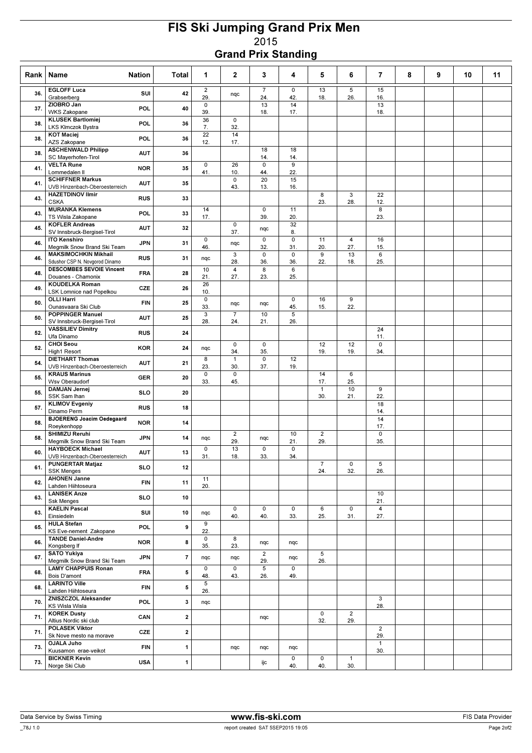# FIS Ski Jumping Grand Prix Men

2015

## Grand Prix Standing

| Rank | Name | Nation | Total | 1 | 2 | 3 | 4 | 5 | 6 | 7 | 8 | 9 | 10 | 11 |
|---|---|---|---|---|---|---|---|---|---|---|---|---|---|---|
| 36. | EGLOFF Luca<br>Grabserberg | SUI | 42 | 2<br>29. | nqc | 7<br>24. | 0<br>42. | 13<br>18. | 5<br>26. | 15<br>16. | | | | |
| 37. | ZIOBRO Jan<br>WKS Zakopane | POL | 40 | 0<br>39. | | 13<br>18. | 14<br>17. | | | 13<br>18. | | | | |
| 38. | KLUSEK Bartlomiej<br>LKS Klmczok Bystra | POL | 36 | 36<br>7. | 0<br>32. | | | | | | | | | |
| 38. | KOT Maciej<br>AZS Zakopane | POL | 36 | 22<br>12. | 14<br>17. | | | | | | | | | |
| 38. | ASCHENWALD Philipp<br>SC Mayerhofen-Tirol | AUT | 36 | | | 18<br>14. | 18<br>14. | | | | | | | |
| 41. | VELTA Rune<br>Lommedalen Il | NOR | 35 | 0<br>41. | 26<br>10. | 0<br>44. | 9<br>22. | | | | | | | |
| 41. | SCHIFFNER Markus<br>UVB Hinzenbach-Oberoesterreich | AUT | 35 | | 0<br>43. | 20<br>13. | 15<br>16. | | | | | | | |
| 43. | HAZETDINOV Ilmir<br>CSKA | RUS | 33 | | | | | 8<br>23. | 3<br>28. | 22<br>12. | | | | |
| 43. | MURANKA Klemens<br>TS Wisla Zakopane | POL | 33 | 14<br>17. | | 0<br>39. | 11<br>20. | | | 8<br>23. | | | | |
| 45. | KOFLER Andreas<br>SV Innsbruck-Bergisel-Tirol | AUT | 32 | | 0<br>37. | nqc | 32<br>8. | | | | | | | |
| 46. | ITO Kenshiro<br>Megmilk Snow Brand Ski Team | JPN | 31 | 0<br>46. | nqc | 0<br>32. | 0<br>31. | 11<br>20. | 4<br>27. | 16<br>15. | | | | |
| 46. | MAKSIMOCHKIN Mikhail<br>Sdushor CSP N. Novgorod Dinamo | RUS | 31 | nqc | 3<br>28. | 0<br>36. | 0<br>36. | 9<br>22. | 13<br>18. | 6<br>25. | | | | |
| 48. | DESCOMBES SEVOIE Vincent<br>Douanes - Chamonix | FRA | 28 | 10<br>21. | 4<br>27. | 8<br>23. | 6<br>25. | | | | | | | |
| 49. | KOUDELKA Roman<br>LSK Lomnice nad Popelkou | CZE | 26 | 26<br>10. | | | | | | | | | | |
| 50. | OLLI Harri<br>Ounasvaara Ski Club | FIN | 25 | 0<br>33. | nqc | nqc | 0<br>45. | 16<br>15. | 9<br>22. | | | | | |
| 50. | POPPINGER Manuel<br>SV Innsbruck-Bergisel-Tirol | AUT | 25 | 3<br>28. | 7<br>24. | 10<br>21. | 5<br>26. | | | | | | | |
| 52. | VASSILIEV Dimitry<br>Ufa Dinamo | RUS | 24 | | | | | | | 24<br>11. | | | | |
| 52. | CHOI Seou<br>High1 Resort | KOR | 24 | nqc | 0<br>34. | 0<br>35. | | 12<br>19. | 12<br>19. | 0<br>34. | | | | |
| 54. | DIETHART Thomas<br>UVB Hinzenbach-Oberoesterreich | AUT | 21 | 8<br>23. | 1<br>30. | 0<br>37. | 12<br>19. | | | | | | | |
| 55. | KRAUS Marinus<br>Wsv Oberaudorf | GER | 20 | 0<br>33. | 0<br>45. | | | 14<br>17. | 6<br>25. | | | | | |
| 55. | DAMJAN Jernej<br>SSK Sam Ihan | SLO | 20 | | | | | 1<br>30. | 10<br>21. | 9<br>22. | | | | |
| 57. | KLIMOV Evgeniy<br>Dinamo Perm | RUS | 18 | | | | | | | 18<br>14. | | | | |
| 58. | BJOERENG Joacim Oedegaard<br>Roeykenhopp | NOR | 14 | | | | | | | 14<br>17. | | | | |
| 58. | SHIMIZU Reruhi<br>Megmilk Snow Brand Ski Team | JPN | 14 | nqc | 2<br>29. | nqc | 10<br>21. | 2<br>29. | | 0<br>35. | | | | |
| 60. | HAYBOECK Michael<br>UVB Hinzenbach-Oberoesterreich | AUT | 13 | 0<br>31. | 13<br>18. | 0<br>33. | 0<br>34. | | | | | | | |
| 61. | PUNGERTAR Matjaz<br>SSK Menges | SLO | 12 | | | | | 7<br>24. | 0<br>32. | 5<br>26. | | | | |
| 62. | AHONEN Janne<br>Lahden Hiihtoseura | FIN | 11 | 11<br>20. | | | | | | | | | | |
| 63. | LANISEK Anze<br>Ssk Menges | SLO | 10 | | | | | | | 10<br>21. | | | | |
| 63. | KAELIN Pascal<br>Einsiedeln | SUI | 10 | nqc | 0<br>40. | 0<br>40. | 0<br>33. | 6<br>25. | 0<br>31. | 4<br>27. | | | | |
| 65. | HULA Stefan<br>KS Eve-nement Zakopane | POL | 9 | 9<br>22. | | | | | | | | | | |
| 66. | TANDE Daniel-Andre<br>Kongsberg If | NOR | 8 | 0<br>35. | 8<br>23. | nqc | nqc | | | | | | | |
| 67. | SATO Yukiya<br>Megmilk Snow Brand Ski Team | JPN | 7 | nqc | nqc | 2<br>29. | nqc | 5<br>26. | | | | | | |
| 68. | LAMY CHAPPUIS Ronan<br>Bois D'amont | FRA | 5 | 0<br>48. | 0<br>43. | 5<br>26. | 0<br>49. | | | | | | | |
| 68. | LARINTO Ville<br>Lahden Hiihtoseura | FIN | 5 | 5<br>26. | | | | | | | | | | |
| 70. | ZNISZCZOL Aleksander<br>KS Wisla Wisla | POL | 3 | nqc | | | | | | 3<br>28. | | | | |
| 71. | KOREK Dusty<br>Altius Nordic ski club | CAN | 2 | | | nqc | | 0<br>32. | 2<br>29. | | | | | |
| 71. | POLASEK Viktor<br>Sk Nove mesto na morave | CZE | 2 | | | | | | | 2<br>29. | | | | |
| 73. | OJALA Juho<br>Kuusamon erae-veikot | FIN | 1 | | nqc | nqc | nqc | | | 1<br>30. | | | | |
| 73. | BICKNER Kevin<br>Norge Ski Club | USA | 1 | | | ijc | 0<br>40. | 0<br>40. | 1<br>30. | | | | | |

Data Service by Swiss Timing | www.fis-ski.com | FIS Data Provider

_78J 1.0 | report created SAT 5SEP2015 19:05